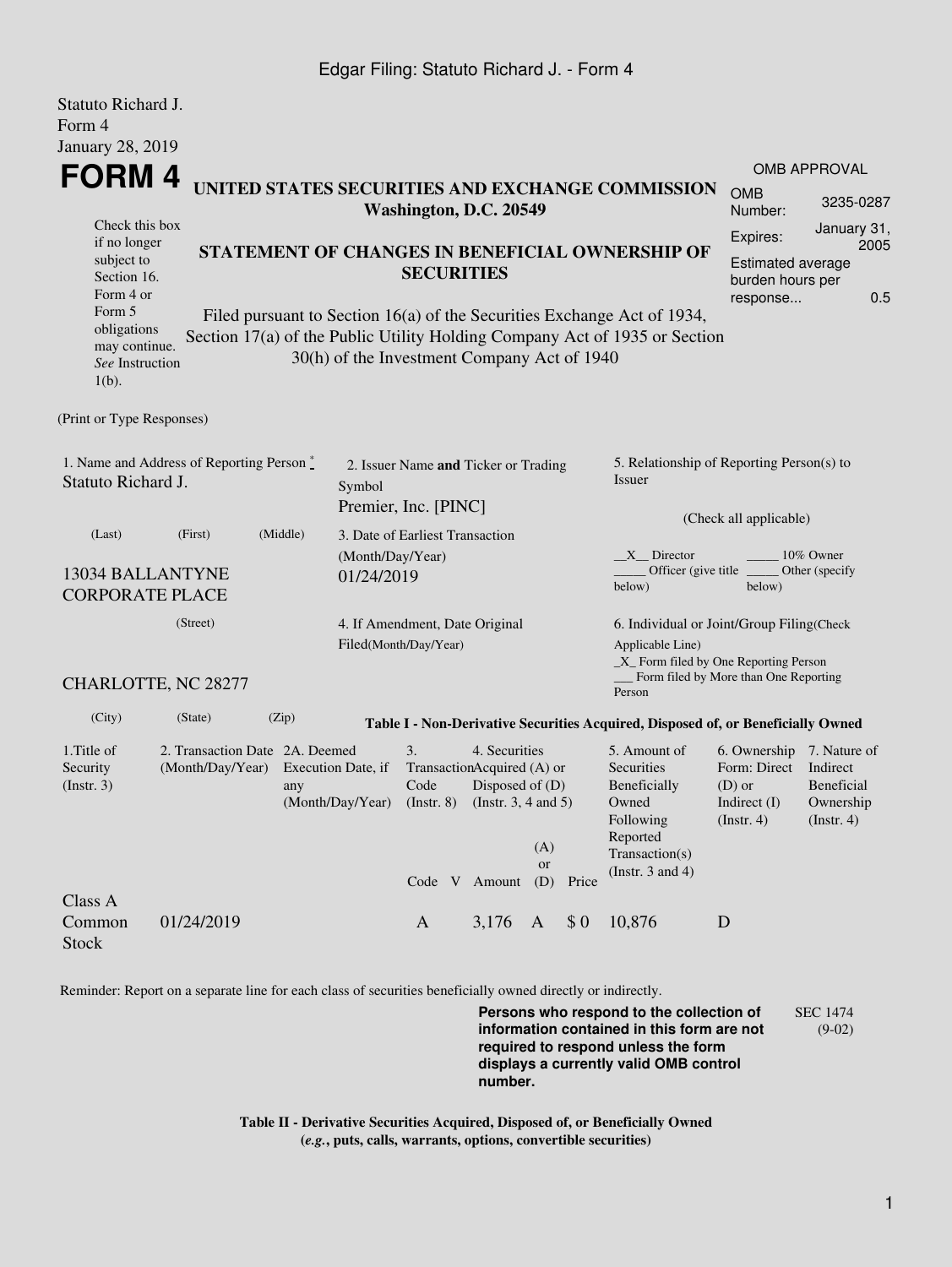Statuto Richard J.
Form 4
January 28, 2019

# FORM 4

**UNITED STATES SECURITIES AND EXCHANGE COMMISSION**
**Washington, D.C. 20549**

Check this box if no longer subject to Section 16. Form 4 or Form 5 obligations may continue. *See* Instruction 1(b).

**STATEMENT OF CHANGES IN BENEFICIAL OWNERSHIP OF SECURITIES**

Filed pursuant to Section 16(a) of the Securities Exchange Act of 1934, Section 17(a) of the Public Utility Holding Company Act of 1935 or Section 30(h) of the Investment Company Act of 1940

| OMB APPROVAL | |
|---|---|
| OMB Number: | 3235-0287 |
| Expires: | January 31, 2005 |
| Estimated average burden hours per response... | 0.5 |

(Print or Type Responses)

1. Name and Address of Reporting Person *
Statuto Richard J.

(Last) (First) (Middle)

13034 BALLANTYNE CORPORATE PLACE

(Street)

CHARLOTTE, NC 28277

(City) (State) (Zip)

2. Issuer Name **and** Ticker or Trading Symbol
Premier, Inc. [PINC]

3. Date of Earliest Transaction (Month/Day/Year)
01/24/2019

4. If Amendment, Date Original Filed(Month/Day/Year)

5. Relationship of Reporting Person(s) to Issuer

(Check all applicable)

\_\_X\_\_ Director \_\_\_\_\_ 10% Owner
\_\_\_\_\_ Officer (give title below) \_\_\_\_\_ Other (specify below)

6. Individual or Joint/Group Filing(Check Applicable Line)
\_X\_ Form filed by One Reporting Person
\_\_\_ Form filed by More than One Reporting Person

**Table I - Non-Derivative Securities Acquired, Disposed of, or Beneficially Owned**

| 1.Title of Security (Instr. 3) | 2. Transaction Date (Month/Day/Year) | 2A. Deemed Execution Date, if any (Month/Day/Year) | 3. Transaction Code (Instr. 8) | | 4. Securities Acquired (A) or Disposed of (D) (Instr. 3, 4 and 5) | | | 5. Amount of Securities Beneficially Owned Following Reported Transaction(s) (Instr. 3 and 4) | 6. Ownership Form: Direct (D) or Indirect (I) (Instr. 4) | 7. Nature of Indirect Beneficial Ownership (Instr. 4) |
|---|---|---|---|---|---|---|---|---|---|---|
| | | | Code | V | Amount | (A) or (D) | Price | | | |
| Class A Common Stock | 01/24/2019 | | A | | 3,176 | A | $ 0 | 10,876 | D | |

Reminder: Report on a separate line for each class of securities beneficially owned directly or indirectly.

**Persons who respond to the collection of information contained in this form are not required to respond unless the form displays a currently valid OMB control number.**

SEC 1474 (9-02)

**Table II - Derivative Securities Acquired, Disposed of, or Beneficially Owned**
**(*e.g.*, puts, calls, warrants, options, convertible securities)**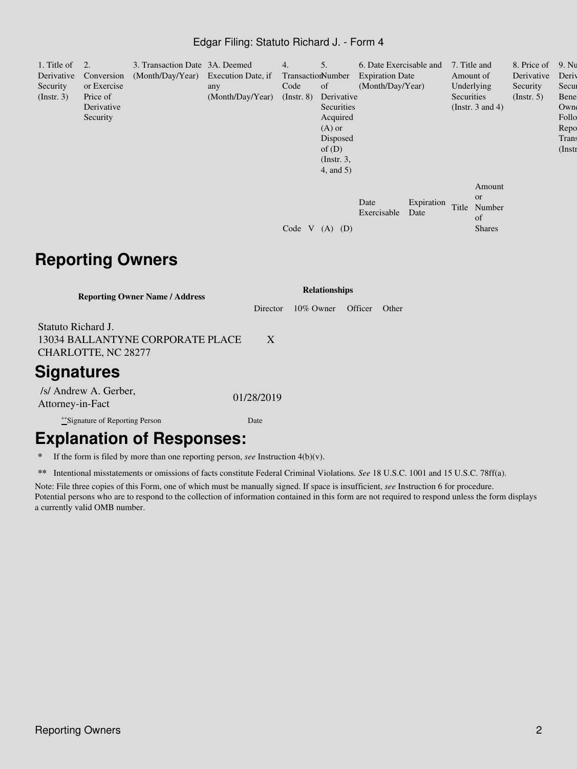| 1. Title of Derivative Security (Instr. 3) | 2. Conversion or Exercise Price of Derivative Security | 3. Transaction Date (Month/Day/Year) | 3A. Deemed Execution Date, if any (Month/Day/Year) | 4. Transaction Code (Instr. 8) | | 5. Number of Derivative Securities Acquired (A) or Disposed of (D) (Instr. 3, 4, and 5) | | 6. Date Exercisable and Expiration Date (Month/Day/Year) | | 7. Title and Amount of Underlying Securities (Instr. 3 and 4) | | 8. Price of Derivative Security (Instr. 5) | 9. Nu Deriv Secur Bene Owne Follo Repo Trans (Instr |
|---|---|---|---|---|---|---|---|---|---|---|---|---|---|
| | | | | Code | V | (A) | (D) | Date Exercisable | Expiration Date | Title | Amount or Number of Shares | | |

# Reporting Owners

| Reporting Owner Name / Address | Relationships | | | |
|---|---|---|---|---|
| | Director | 10% Owner | Officer | Other |
| Statuto Richard J.<br>13034 BALLANTYNE CORPORATE PLACE<br>CHARLOTTE, NC 28277 | X | | | |

# Signatures

| | |
|---|---|
| /s/ Andrew A. Gerber, Attorney-in-Fact | 01/28/2019 |
| **Signature of Reporting Person | Date |

# Explanation of Responses:

\* If the form is filed by more than one reporting person, *see* Instruction 4(b)(v).

\*\* Intentional misstatements or omissions of facts constitute Federal Criminal Violations. *See* 18 U.S.C. 1001 and 15 U.S.C. 78ff(a).

Note: File three copies of this Form, one of which must be manually signed. If space is insufficient, *see* Instruction 6 for procedure.
Potential persons who are to respond to the collection of information contained in this form are not required to respond unless the form displays a currently valid OMB number.